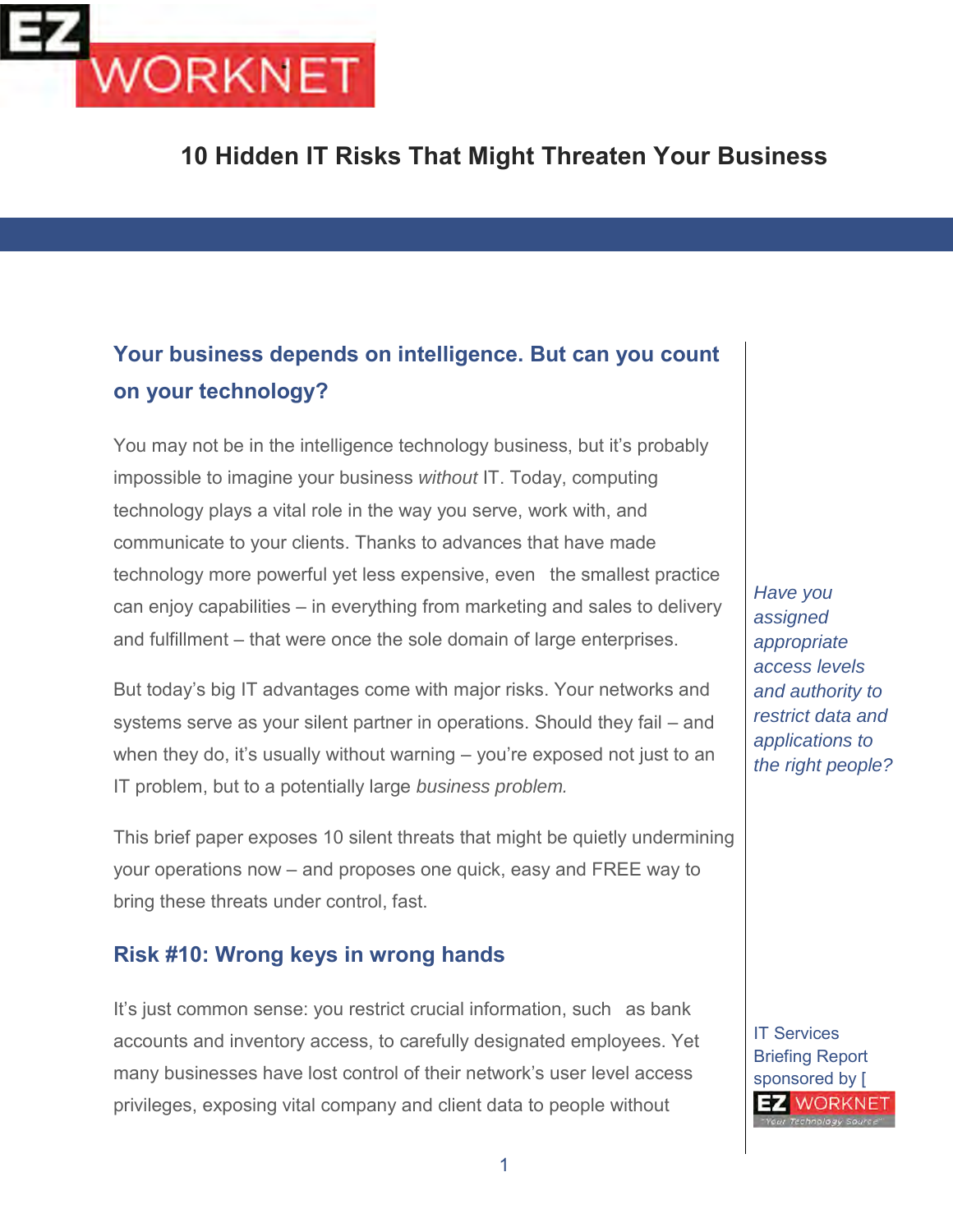EZ WORKNET

# 10 Hidden IT Risks That Might Threaten Your Business

## Your business depends on intelligence. But can you count on your technology?

You may not be in the intelligence technology business, but it's probably impossible to imagine your business *without* IT. Today, computing technology plays a vital role in the way you serve, work with, and communicate to your clients. Thanks to advances that have made technology more powerful yet less expensive, even the smallest practice can enjoy capabilities – in everything from marketing and sales to delivery and fulfillment – that were once the sole domain of large enterprises.

*Have you assigned appropriate access levels and authority to restrict data and applications to the right people?*

But today's big IT advantages come with major risks. Your networks and systems serve as your silent partner in operations. Should they fail – and when they do, it's usually without warning – you're exposed not just to an IT problem, but to a potentially large *business problem.*

This brief paper exposes 10 silent threats that might be quietly undermining your operations now – and proposes one quick, easy and FREE way to bring these threats under control, fast.

## Risk #10: Wrong keys in wrong hands

It's just common sense: you restrict crucial information, such as bank accounts and inventory access, to carefully designated employees. Yet many businesses have lost control of their network's user level access privileges, exposing vital company and client data to people without

IT Services Briefing Report sponsored by [ EZ WORKNET "Your Technology Source"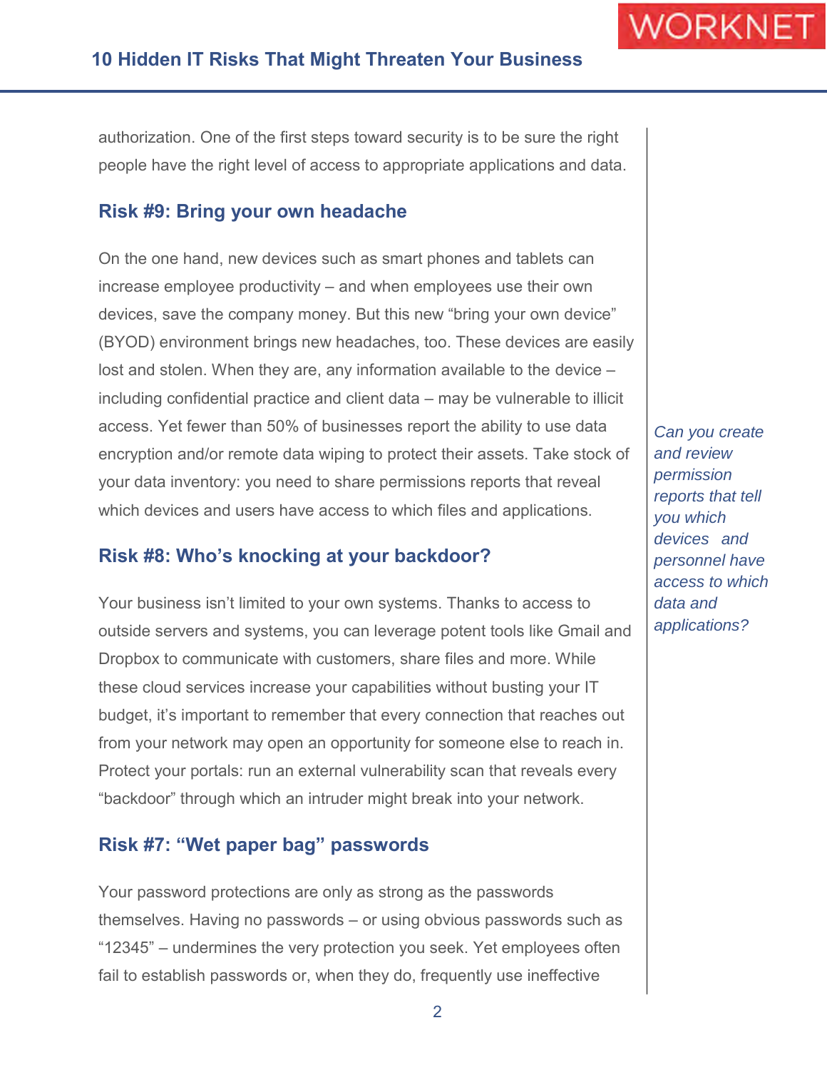authorization. One of the first steps toward security is to be sure the right people have the right level of access to appropriate applications and data.

## Risk #9: Bring your own headache

On the one hand, new devices such as smart phones and tablets can increase employee productivity – and when employees use their own devices, save the company money. But this new "bring your own device" (BYOD) environment brings new headaches, too. These devices are easily lost and stolen. When they are, any information available to the device – including confidential practice and client data – may be vulnerable to illicit access. Yet fewer than 50% of businesses report the ability to use data encryption and/or remote data wiping to protect their assets. Take stock of your data inventory: you need to share permissions reports that reveal which devices and users have access to which files and applications.

*Can you create and review permission reports that tell you which devices and personnel have access to which data and applications?*

## Risk #8: Who's knocking at your backdoor?

Your business isn't limited to your own systems. Thanks to access to outside servers and systems, you can leverage potent tools like Gmail and Dropbox to communicate with customers, share files and more. While these cloud services increase your capabilities without busting your IT budget, it's important to remember that every connection that reaches out from your network may open an opportunity for someone else to reach in. Protect your portals: run an external vulnerability scan that reveals every "backdoor" through which an intruder might break into your network.

## Risk #7: "Wet paper bag" passwords

Your password protections are only as strong as the passwords themselves. Having no passwords – or using obvious passwords such as "12345" – undermines the very protection you seek. Yet employees often fail to establish passwords or, when they do, frequently use ineffective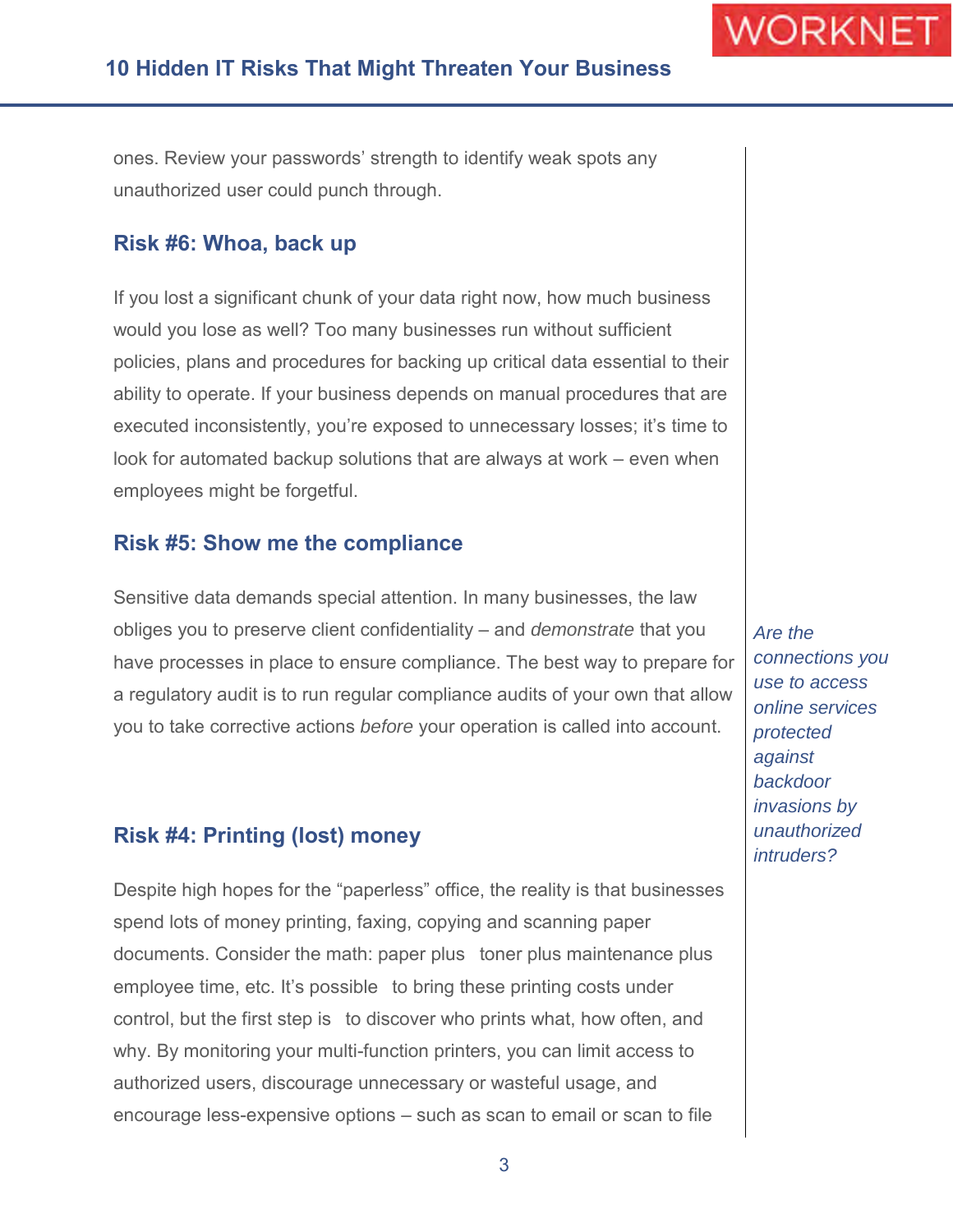ones. Review your passwords' strength to identify weak spots any unauthorized user could punch through.

## Risk #6: Whoa, back up

If you lost a significant chunk of your data right now, how much business would you lose as well? Too many businesses run without sufficient policies, plans and procedures for backing up critical data essential to their ability to operate. If your business depends on manual procedures that are executed inconsistently, you're exposed to unnecessary losses; it's time to look for automated backup solutions that are always at work – even when employees might be forgetful.

## Risk #5: Show me the compliance

Sensitive data demands special attention. In many businesses, the law obliges you to preserve client confidentiality – and *demonstrate* that you have processes in place to ensure compliance. The best way to prepare for a regulatory audit is to run regular compliance audits of your own that allow you to take corrective actions *before* your operation is called into account.

*Are the connections you use to access online services protected against backdoor invasions by unauthorized intruders?*

## Risk #4: Printing (lost) money

Despite high hopes for the "paperless" office, the reality is that businesses spend lots of money printing, faxing, copying and scanning paper documents. Consider the math: paper plus toner plus maintenance plus employee time, etc. It's possible to bring these printing costs under control, but the first step is to discover who prints what, how often, and why. By monitoring your multi-function printers, you can limit access to authorized users, discourage unnecessary or wasteful usage, and encourage less-expensive options – such as scan to email or scan to file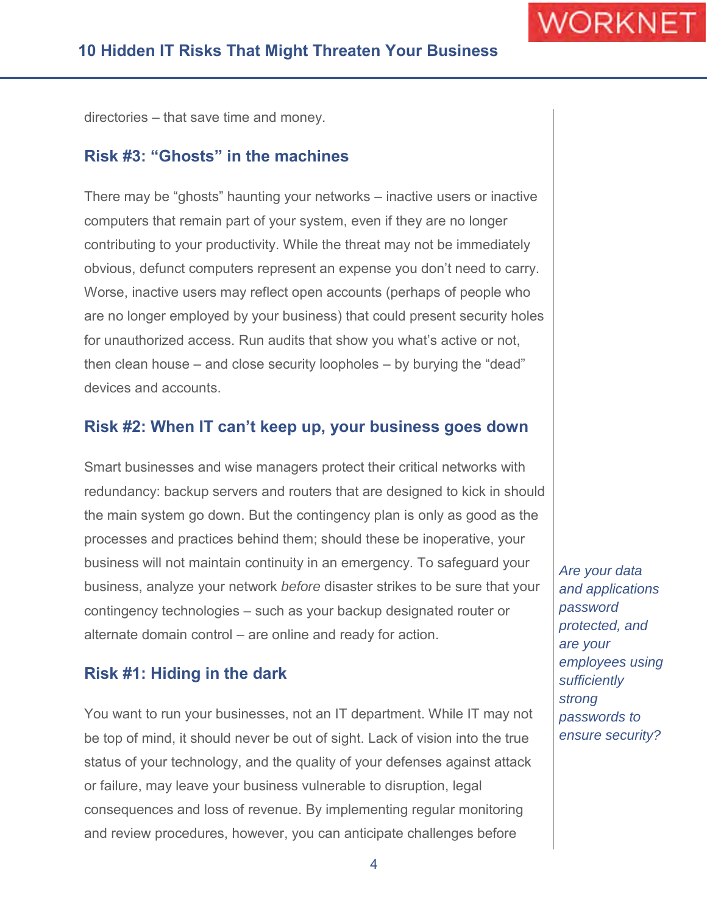directories – that save time and money.

## Risk #3: "Ghosts" in the machines

There may be "ghosts" haunting your networks – inactive users or inactive computers that remain part of your system, even if they are no longer contributing to your productivity. While the threat may not be immediately obvious, defunct computers represent an expense you don't need to carry. Worse, inactive users may reflect open accounts (perhaps of people who are no longer employed by your business) that could present security holes for unauthorized access. Run audits that show you what's active or not, then clean house – and close security loopholes – by burying the "dead" devices and accounts.

## Risk #2: When IT can't keep up, your business goes down

Smart businesses and wise managers protect their critical networks with redundancy: backup servers and routers that are designed to kick in should the main system go down. But the contingency plan is only as good as the processes and practices behind them; should these be inoperative, your business will not maintain continuity in an emergency. To safeguard your business, analyze your network *before* disaster strikes to be sure that your contingency technologies – such as your backup designated router or alternate domain control – are online and ready for action.

*Are your data and applications password protected, and are your employees using sufficiently strong passwords to ensure security?*

## Risk #1: Hiding in the dark

You want to run your businesses, not an IT department. While IT may not be top of mind, it should never be out of sight. Lack of vision into the true status of your technology, and the quality of your defenses against attack or failure, may leave your business vulnerable to disruption, legal consequences and loss of revenue. By implementing regular monitoring and review procedures, however, you can anticipate challenges before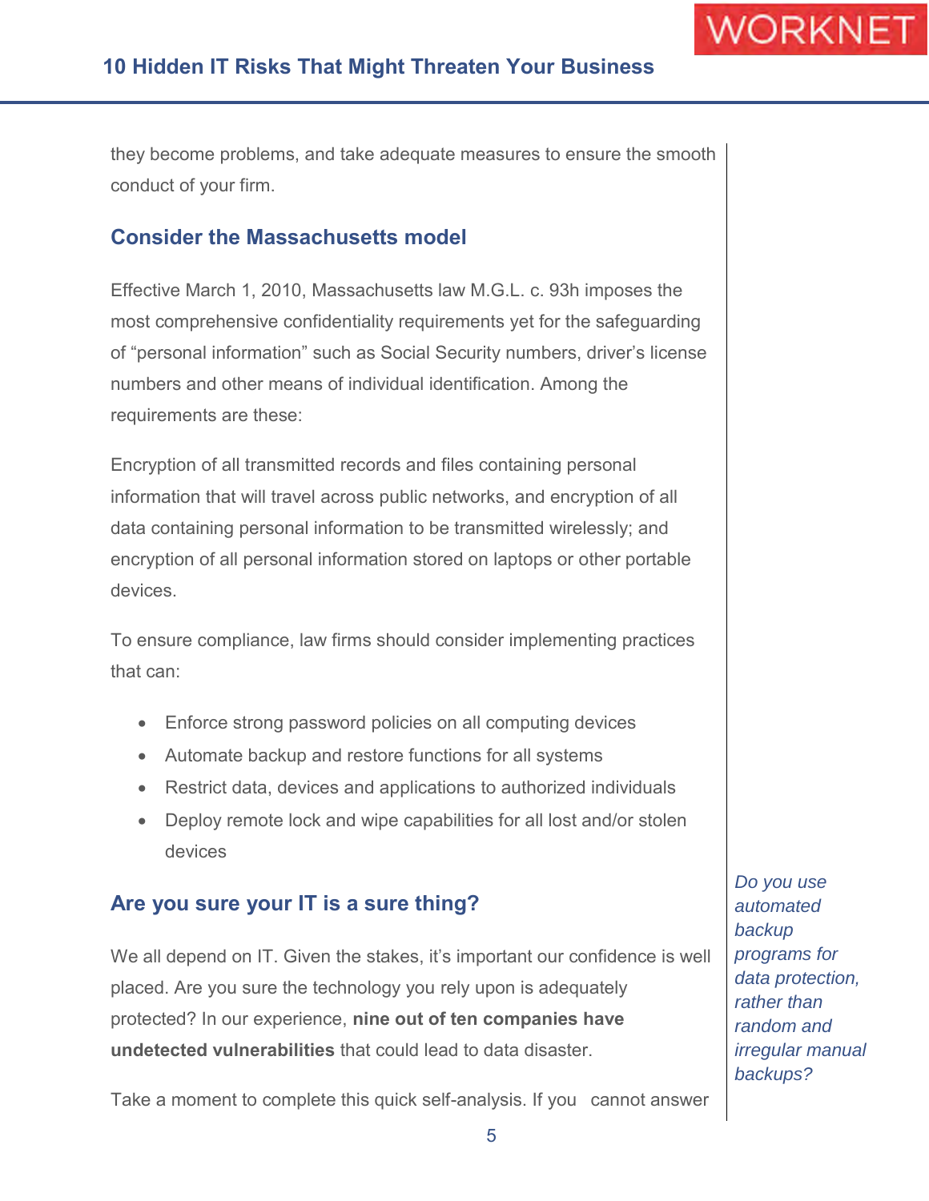they become problems, and take adequate measures to ensure the smooth conduct of your firm.

## Consider the Massachusetts model

Effective March 1, 2010, Massachusetts law M.G.L. c. 93h imposes the most comprehensive confidentiality requirements yet for the safeguarding of "personal information" such as Social Security numbers, driver's license numbers and other means of individual identification. Among the requirements are these:

Encryption of all transmitted records and files containing personal information that will travel across public networks, and encryption of all data containing personal information to be transmitted wirelessly; and encryption of all personal information stored on laptops or other portable devices.

To ensure compliance, law firms should consider implementing practices that can:

- Enforce strong password policies on all computing devices
- Automate backup and restore functions for all systems
- Restrict data, devices and applications to authorized individuals
- Deploy remote lock and wipe capabilities for all lost and/or stolen devices

## Are you sure your IT is a sure thing?

We all depend on IT. Given the stakes, it's important our confidence is well placed. Are you sure the technology you rely upon is adequately protected? In our experience, **nine out of ten companies have undetected vulnerabilities** that could lead to data disaster.

*Do you use automated backup programs for data protection, rather than random and irregular manual backups?*

Take a moment to complete this quick self-analysis. If you cannot answer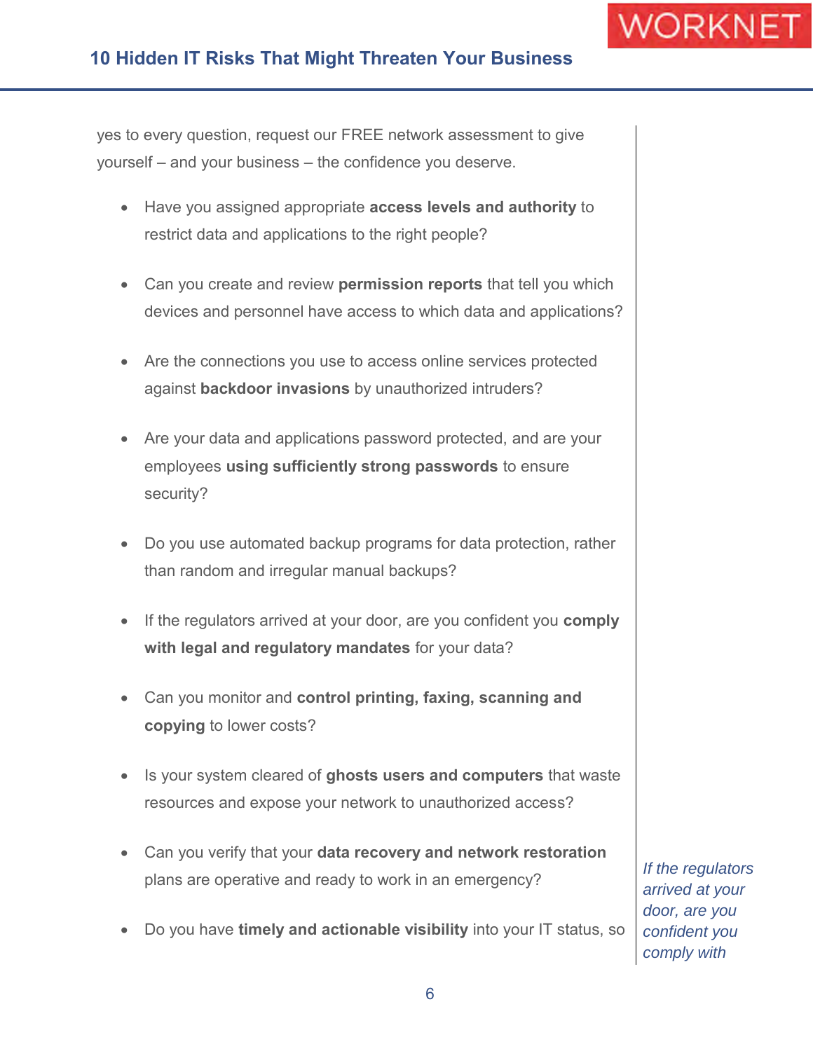yes to every question, request our FREE network assessment to give yourself – and your business – the confidence you deserve.

- Have you assigned appropriate **access levels and authority** to restrict data and applications to the right people?
- Can you create and review **permission reports** that tell you which devices and personnel have access to which data and applications?
- Are the connections you use to access online services protected against **backdoor invasions** by unauthorized intruders?
- Are your data and applications password protected, and are your employees **using sufficiently strong passwords** to ensure security?
- Do you use automated backup programs for data protection, rather than random and irregular manual backups?
- If the regulators arrived at your door, are you confident you **comply with legal and regulatory mandates** for your data?
- Can you monitor and **control printing, faxing, scanning and copying** to lower costs?
- Is your system cleared of **ghosts users and computers** that waste resources and expose your network to unauthorized access?
- Can you verify that your **data recovery and network restoration** plans are operative and ready to work in an emergency?
- Do you have **timely and actionable visibility** into your IT status, so

*If the regulators arrived at your door, are you confident you comply with*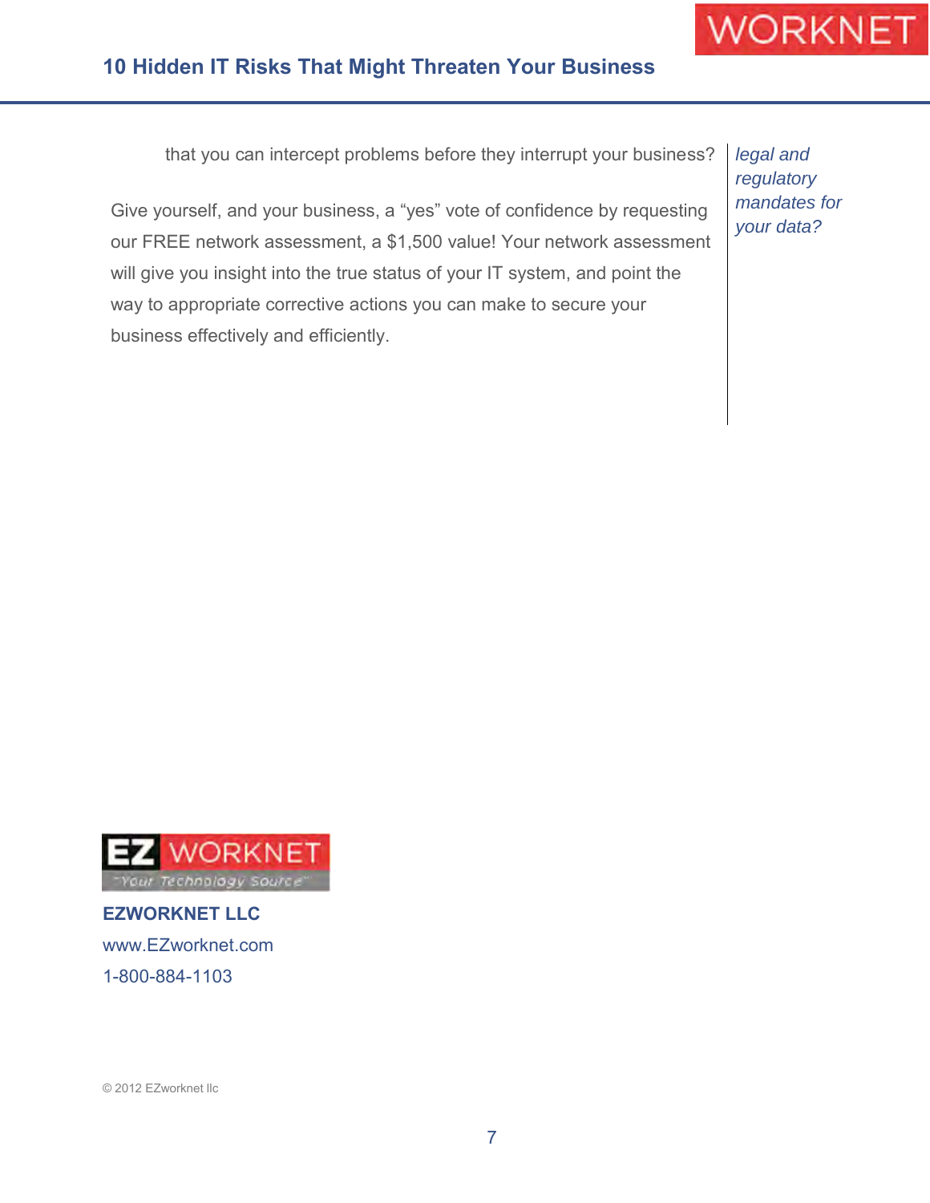that you can intercept problems before they interrupt your business?

*legal and regulatory mandates for your data?*

Give yourself, and your business, a “yes” vote of confidence by requesting our FREE network assessment, a $1,500 value! Your network assessment will give you insight into the true status of your IT system, and point the way to appropriate corrective actions you can make to secure your business effectively and efficiently.

EZ WORKNET
"Your Technology Source"

**EZWORKNET LLC**
www.EZworknet.com
1-800-884-1103

© 2012 EZworknet llc